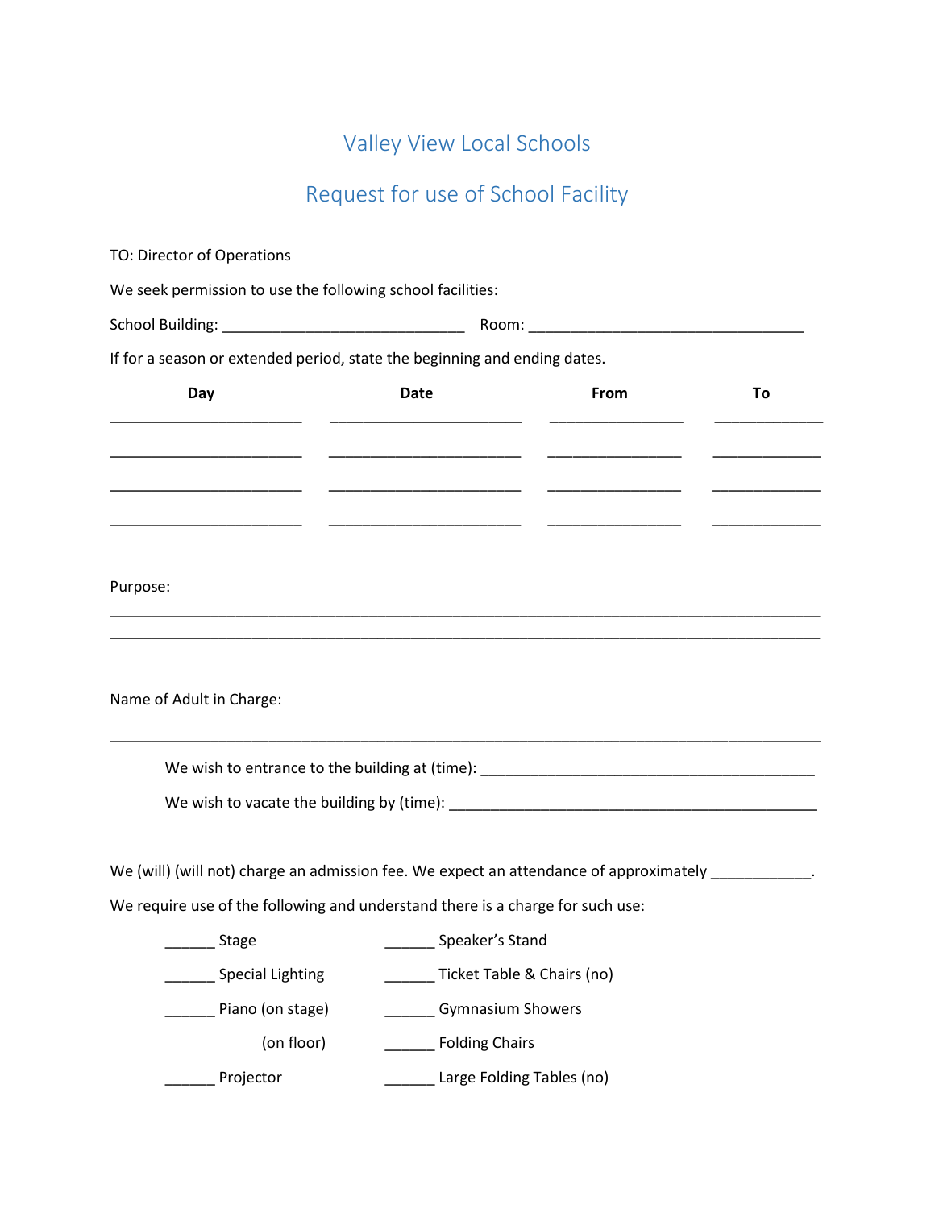# Valley View Local Schools

## Request for use of School Facility

TO: Director of Operations

We seek permission to use the following school facilities:

School Building: ____________________________ Room: _______________________________

If for a season or extended period, state the beginning and ending dates.

| Day | Date | From | To |
|---|---|---|---|
| ______________________ | ______________________ | _______________ | ____________ |
| ______________________ | ______________________ | _______________ | ____________ |
| ______________________ | ______________________ | _______________ | ____________ |
| ______________________ | ______________________ | _______________ | ____________ |

Purpose:

_________________________________________________________________________________
_________________________________________________________________________________

Name of Adult in Charge:

_________________________________________________________________________________

We wish to entrance to the building at (time): ______________________________________

We wish to vacate the building by (time): __________________________________________

We (will) (will not) charge an admission fee. We expect an attendance of approximately ___________.

We require use of the following and understand there is a charge for such use:

______ Stage ______ Speaker's Stand

______ Special Lighting ______ Ticket Table & Chairs (no)

______ Piano (on stage) ______ Gymnasium Showers

(on floor) ______ Folding Chairs

______ Projector ______ Large Folding Tables (no)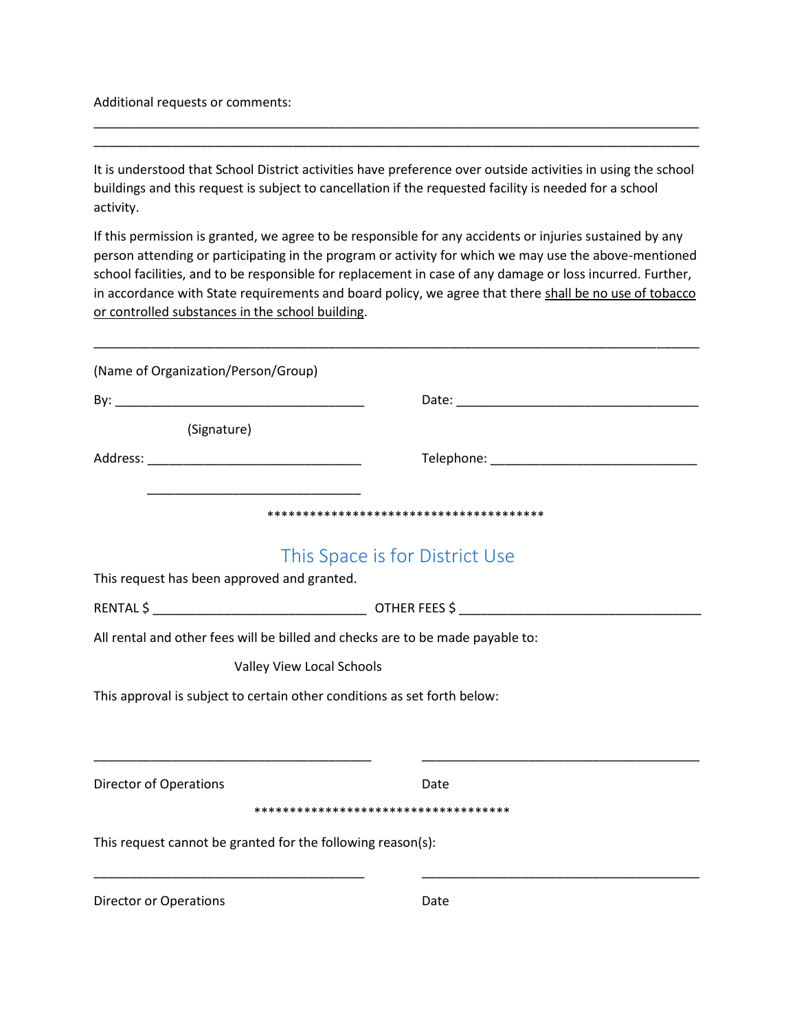Additional requests or comments:

_______________________________________________________________________________________
_______________________________________________________________________________________

It is understood that School District activities have preference over outside activities in using the school buildings and this request is subject to cancellation if the requested facility is needed for a school activity.

If this permission is granted, we agree to be responsible for any accidents or injuries sustained by any person attending or participating in the program or activity for which we may use the above-mentioned school facilities, and to be responsible for replacement in case of any damage or loss incurred. Further, in accordance with State requirements and board policy, we agree that there shall be no use of tobacco or controlled substances in the school building.

_______________________________________________________________________________________

(Name of Organization/Person/Group)

By: ___________________________________ Date: ___________________________________

(Signature)

Address: ______________________________ Telephone: _____________________________

______________________________

***************************************

## This Space is for District Use

This request has been approved and granted.

RENTAL $ ______________________________ OTHER FEES $ __________________________________

All rental and other fees will be billed and checks are to be made payable to:

Valley View Local Schools

This approval is subject to certain other conditions as set forth below:

_______________________________________ _______________________________________

Director of Operations Date

************************************

This request cannot be granted for the following reason(s):

_______________________________________ _______________________________________

Director or Operations Date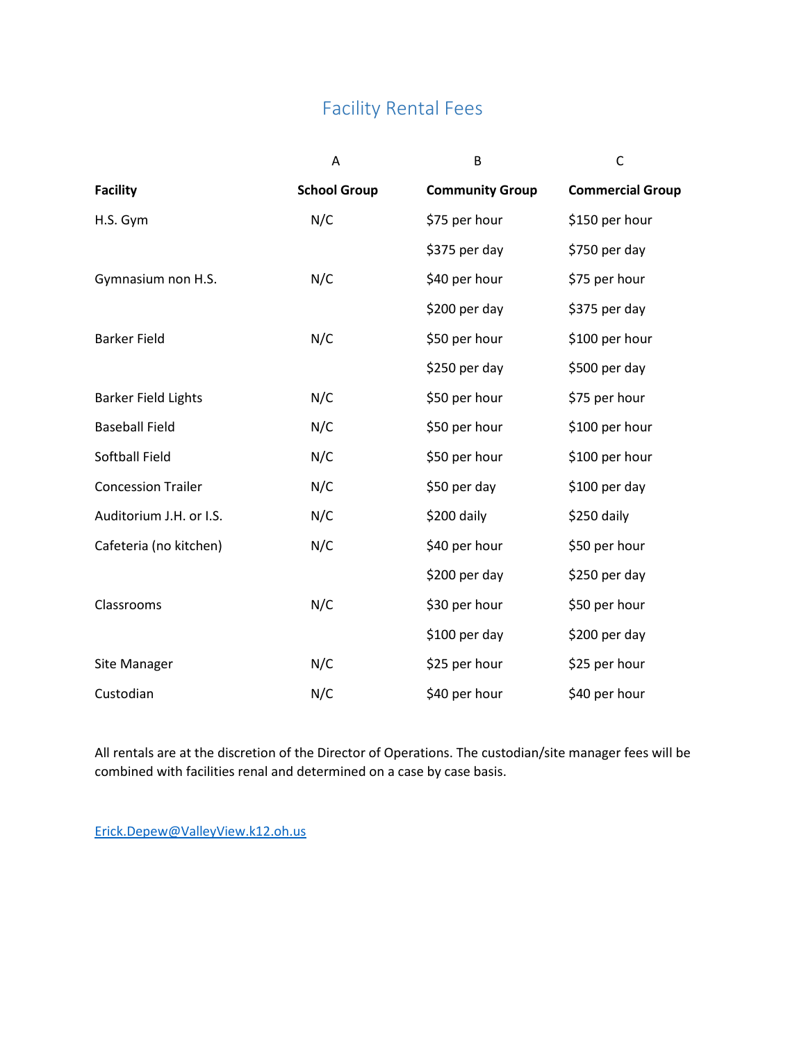# Facility Rental Fees

| | A | B | C |
|---|---|---|---|
| **Facility** | **School Group** | **Community Group** | **Commercial Group** |
| H.S. Gym | N/C | $75 per hour | $150 per hour |
| | | $375 per day | $750 per day |
| Gymnasium non H.S. | N/C | $40 per hour | $75 per hour |
| | | $200 per day | $375 per day |
| Barker Field | N/C | $50 per hour | $100 per hour |
| | | $250 per day | $500 per day |
| Barker Field Lights | N/C | $50 per hour | $75 per hour |
| Baseball Field | N/C | $50 per hour | $100 per hour |
| Softball Field | N/C | $50 per hour | $100 per hour |
| Concession Trailer | N/C | $50 per day | $100 per day |
| Auditorium J.H. or I.S. | N/C | $200 daily | $250 daily |
| Cafeteria (no kitchen) | N/C | $40 per hour | $50 per hour |
| | | $200 per day | $250 per day |
| Classrooms | N/C | $30 per hour | $50 per hour |
| | | $100 per day | $200 per day |
| Site Manager | N/C | $25 per hour | $25 per hour |
| Custodian | N/C | $40 per hour | $40 per hour |

All rentals are at the discretion of the Director of Operations. The custodian/site manager fees will be combined with facilities renal and determined on a case by case basis.

Erick.Depew@ValleyView.k12.oh.us